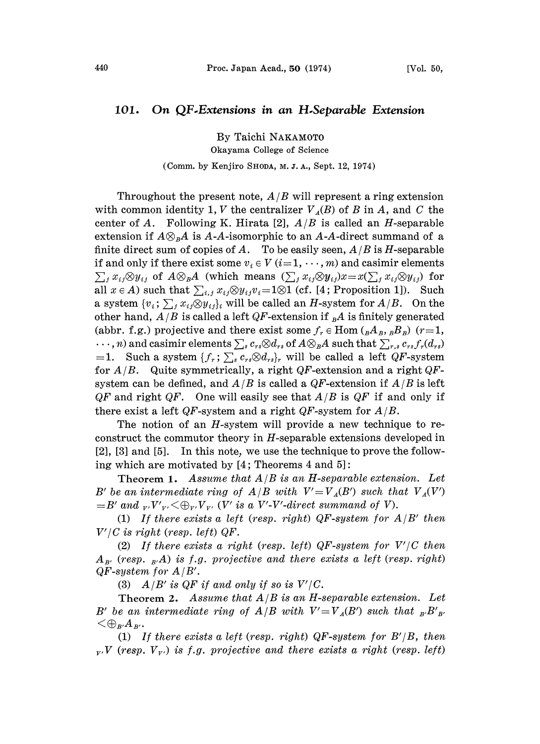# 101. On QF-Extensions in an H-Separable Extension

By Taichi NAKAMOTO

Okayama College of Science

(Comm. by Kenjiro SHODA, M. J. A., Sept. 12, 1974)

Throughout the present note, $A/B$ will represent a ring extension with common identity 1, $V$ the centralizer $V_A(B)$ of $B$ in $A$, and $C$ the center of $A$. Following K. Hirata [2], $A/B$ is called an $H$-separable extension if $A \otimes_B A$ is $A$-$A$-isomorphic to an $A$-$A$-direct summand of a finite direct sum of copies of $A$. To be easily seen, $A/B$ is $H$-separable if and only if there exist some $v_i \in V$ $(i=1, \cdots, m)$ and casimir elements $\sum_j x_{ij} \otimes y_{ij}$ of $A \otimes_B A$ (which means $(\sum_j x_{ij} \otimes y_{ij})x = x(\sum_j x_{ij} \otimes y_{ij})$ for all $x \in A$) such that $\sum_{i,j} x_{ij} \otimes y_{ij} v_i = 1 \otimes 1$ (cf. [4; Proposition 1]). Such a system $\{v_i; \sum_j x_{ij} \otimes y_{ij}\}_i$ will be called an $H$-system for $A/B$. On the other hand, $A/B$ is called a left $QF$-extension if ${}_B A$ is finitely generated (abbr. f.g.) projective and there exist some $f_r \in \mathrm{Hom}({}_B A_B, {}_B B_B)$ $(r=1, \cdots, n)$ and casimir elements $\sum_s c_{rs} \otimes d_{rs}$ of $A \otimes_B A$ such that $\sum_{r,s} c_{rs} f_r(d_{rs}) = 1$. Such a system $\{f_r; \sum_s c_{rs} \otimes d_{rs}\}_r$ will be called a left $QF$-system for $A/B$. Quite symmetrically, a right $QF$-extension and a right $QF$-system can be defined, and $A/B$ is called a $QF$-extension if $A/B$ is left $QF$ and right $QF$. One will easily see that $A/B$ is $QF$ if and only if there exist a left $QF$-system and a right $QF$-system for $A/B$.

The notion of an $H$-system will provide a new technique to reconstruct the commutor theory in $H$-separable extensions developed in [2], [3] and [5]. In this note, we use the technique to prove the following which are motivated by [4; Theorems 4 and 5]:

**Theorem 1.** *Assume that $A/B$ is an $H$-separable extension. Let $B'$ be an intermediate ring of $A/B$ with $V' = V_A(B')$ such that $V_A(V') = B'$ and ${}_{V'}V'_{V'} < \oplus {}_{V'}V_{V'}$ ($V'$ is a $V'$-$V'$-direct summand of $V$).*

(1) *If there exists a left (resp. right) $QF$-system for $A/B'$ then $V'/C$ is right (resp. left) $QF$.*

(2) *If there exists a right (resp. left) $QF$-system for $V'/C$ then $A_{B'}$ (resp. ${}_{B'}A$) is f.g. projective and there exists a left (resp. right) $QF$-system for $A/B'$.*

(3) *$A/B'$ is $QF$ if and only if so is $V'/C$.*

**Theorem 2.** *Assume that $A/B$ is an $H$-separable extension. Let $B'$ be an intermediate ring of $A/B$ with $V' = V_A(B')$ such that ${}_{B'}B'_{B'} < \oplus {}_{B'}A_{B'}$.*

(1) *If there exists a left (resp. right) $QF$-system for $B'/B$, then ${}_{V'}V$ (resp. $V_{V'}$) is f.g. projective and there exists a right (resp. left)*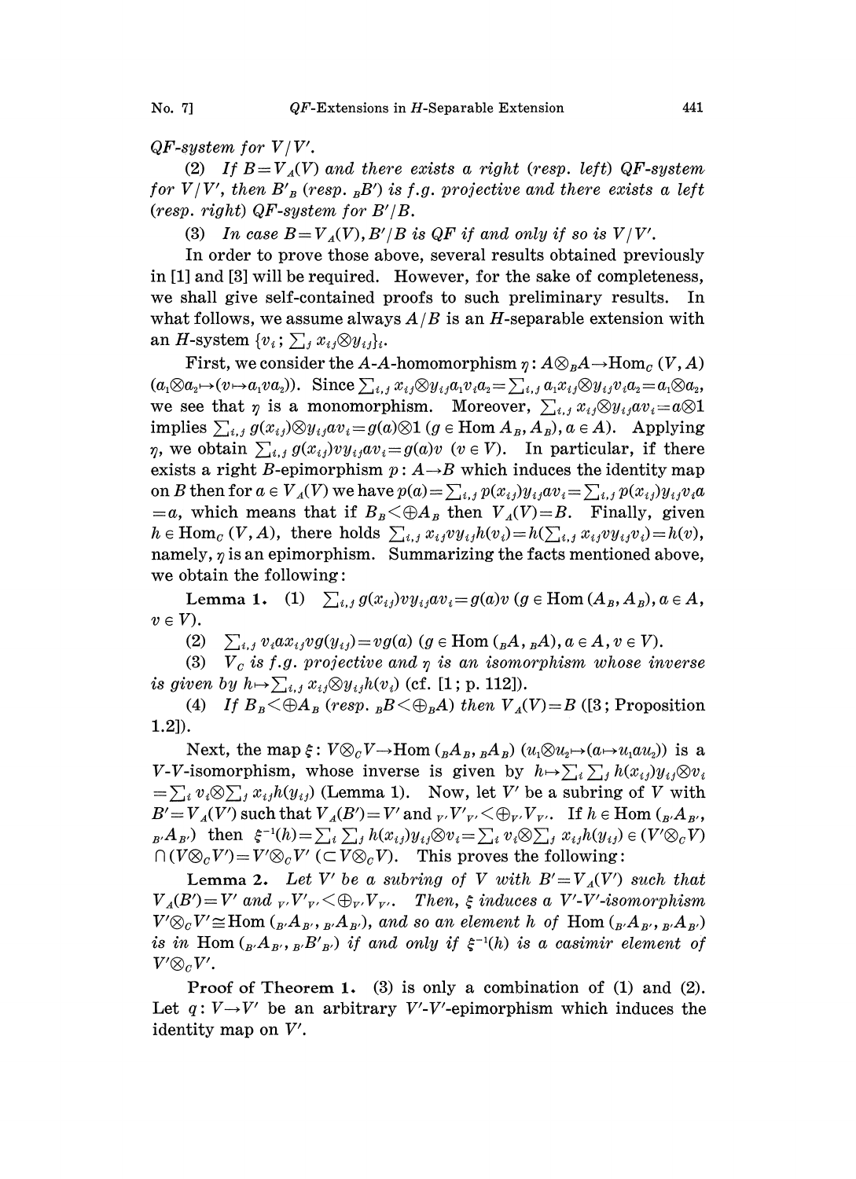*QF-system for* $V/V'$.

(2) *If* $B=V_A(V)$ *and there exists a right (resp. left) QF-system for* $V/V'$, *then* $B'_B$ *(resp.* ${}_BB'$*) is f.g. projective and there exists a left (resp. right) QF-system for* $B'/B$.

(3) *In case* $B=V_A(V)$, $B'/B$ *is QF if and only if so is* $V/V'$.

In order to prove those above, several results obtained previously in [1] and [3] will be required. However, for the sake of completeness, we shall give self-contained proofs to such preliminary results. In what follows, we assume always $A/B$ is an $H$-separable extension with an $H$-system $\{v_i\,;\ \sum_j x_{ij}\otimes y_{ij}\}_i$.

First, we consider the $A$-$A$-homomorphism $\eta: A\otimes_B A\to \mathrm{Hom}_C(V, A)$ $(a_1\otimes a_2\mapsto (v\mapsto a_1 v a_2))$. Since $\sum_{i,j} x_{ij}\otimes y_{ij}a_1 v_i a_2=\sum_{i,j} a_1 x_{ij}\otimes y_{ij}v_i a_2=a_1\otimes a_2$, we see that $\eta$ is a monomorphism. Moreover, $\sum_{i,j} x_{ij}\otimes y_{ij}av_i=a\otimes 1$ implies $\sum_{i,j} g(x_{ij})\otimes y_{ij}av_i=g(a)\otimes 1$ $(g\in \mathrm{Hom}\, A_B, A_B)$, $a\in A)$. Applying $\eta$, we obtain $\sum_{i,j} g(x_{ij})vy_{ij}av_i=g(a)v$ $(v\in V)$. In particular, if there exists a right $B$-epimorphism $p: A\to B$ which induces the identity map on $B$ then for $a\in V_A(V)$ we have $p(a)=\sum_{i,j} p(x_{ij})y_{ij}av_i=\sum_{i,j} p(x_{ij})y_{ij}v_i a=a$, which means that if $B_B<\oplus A_B$ then $V_A(V)=B$. Finally, given $h\in \mathrm{Hom}_C(V, A)$, there holds $\sum_{i,j} x_{ij}vy_{ij}h(v_i)=h(\sum_{i,j} x_{ij}vy_{ij}v_i)=h(v)$, namely, $\eta$ is an epimorphism. Summarizing the facts mentioned above, we obtain the following:

**Lemma 1.** (1) $\sum_{i,j} g(x_{ij})vy_{ij}av_i=g(a)v$ $(g\in \mathrm{Hom}\,(A_B, A_B), a\in A, v\in V)$.

(2) $\sum_{i,j} v_i a x_{ij} v g(y_{ij})=vg(a)$ $(g\in \mathrm{Hom}\,({}_BA, {}_BA), a\in A, v\in V)$.

(3) $V_C$ *is f.g. projective and* $\eta$ *is an isomorphism whose inverse is given by* $h\mapsto \sum_{i,j} x_{ij}\otimes y_{ij}h(v_i)$ (cf. [1; p. 112]).

(4) *If* $B_B<\oplus A_B$ *(resp.* ${}_BB<\oplus {}_BA$*) then* $V_A(V)=B$ ([3; Proposition 1.2]).

Next, the map $\xi: V\otimes_C V\to \mathrm{Hom}\,({}_BA_B, {}_BA_B)$ $(u_1\otimes u_2\mapsto (a\mapsto u_1 a u_2))$ is a $V$-$V$-isomorphism, whose inverse is given by $h\mapsto \sum_i\sum_j h(x_{ij})y_{ij}\otimes v_i$ $=\sum_i v_i\otimes \sum_j x_{ij}h(y_{ij})$ (Lemma 1). Now, let $V'$ be a subring of $V$ with $B'=V_A(V')$ such that $V_A(B')=V'$ and ${}_{V'}V'_{V'}<\oplus_{V'}V_{V'}$. If $h\in \mathrm{Hom}\,({}_{B'}A_{B'}, {}_{B'}A_{B'})$ then $\xi^{-1}(h)=\sum_i\sum_j h(x_{ij})y_{ij}\otimes v_i=\sum_i v_i\otimes \sum_j x_{ij}h(y_{ij})\in (V'\otimes_C V)$ $\cap (V\otimes_C V')=V'\otimes_C V'$ $(\subset V\otimes_C V)$. This proves the following:

**Lemma 2.** *Let* $V'$ *be a subring of* $V$ *with* $B'=V_A(V')$ *such that* $V_A(B')=V'$ *and* ${}_{V'}V'_{V'}<\oplus_{V'}V_{V'}$. *Then,* $\xi$ *induces a* $V'$-$V'$*-isomorphism* $V'\otimes_C V'\cong \mathrm{Hom}\,({}_{B'}A_{B'}, {}_{B'}A_{B'})$, *and so an element* $h$ *of* $\mathrm{Hom}\,({}_{B'}A_{B'}, {}_{B'}A_{B'})$ *is in* $\mathrm{Hom}\,({}_{B'}A_{B'}, {}_{B'}B'_{B'})$ *if and only if* $\xi^{-1}(h)$ *is a casimir element of* $V'\otimes_C V'$.

**Proof of Theorem 1.** (3) is only a combination of (1) and (2). Let $q: V\to V'$ be an arbitrary $V'$-$V'$-epimorphism which induces the identity map on $V'$.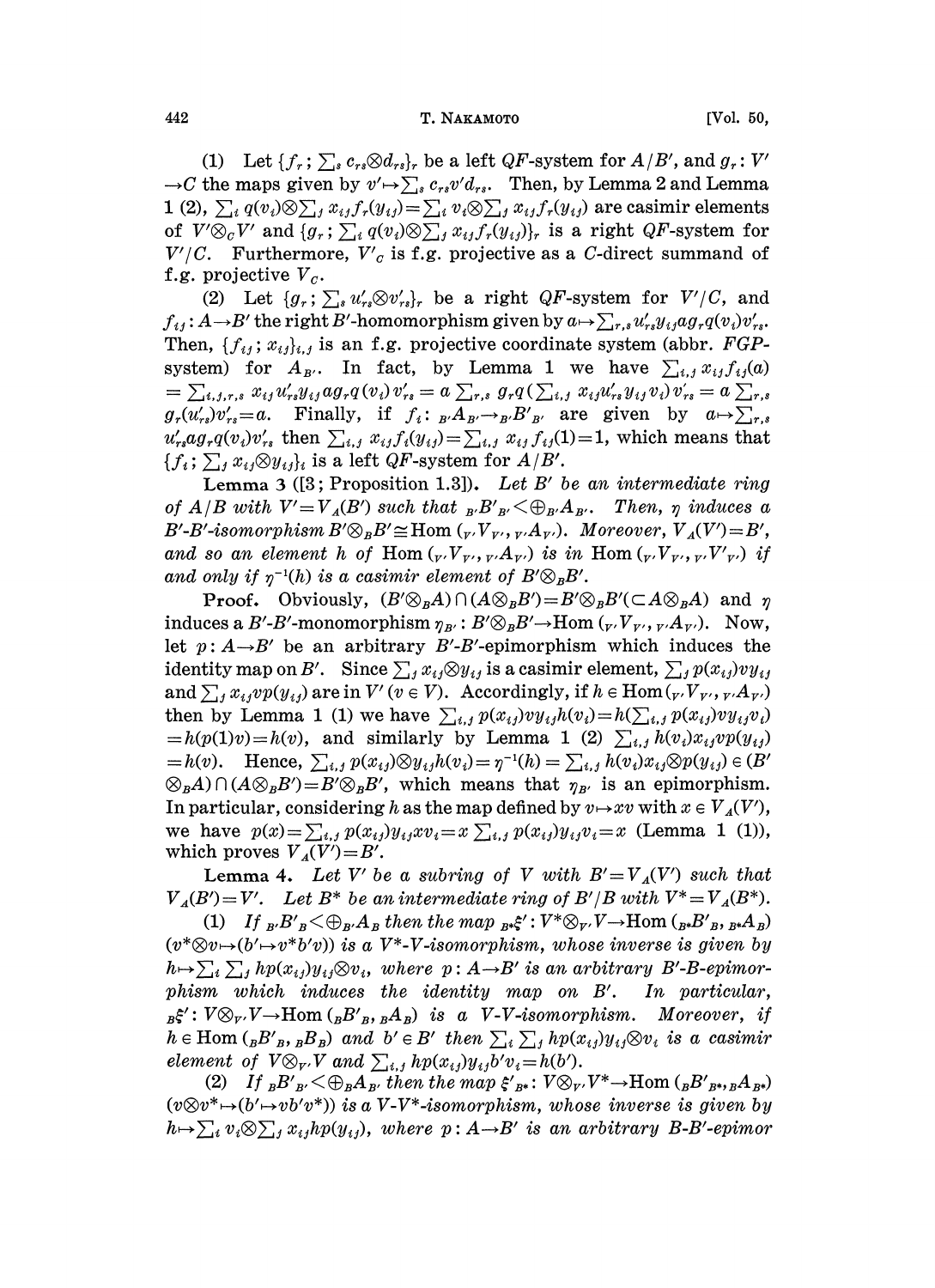(1) Let $\{f_r; \sum_s c_{rs}\otimes d_{rs}\}_r$ be a left $QF$-system for $A/B'$, and $g_r: V' \to C$ the maps given by $v'\mapsto \sum_s c_{rs}v'd_{rs}$. Then, by Lemma 2 and Lemma 1 (2), $\sum_i q(v_i)\otimes\sum_j x_{ij}f_r(y_{ij}) = \sum_i v_i \otimes \sum_j x_{ij}f_r(y_{ij})$ are casimir elements of $V'\otimes_C V'$ and $\{g_r; \sum_i q(v_i)\otimes\sum_j x_{ij}f_r(y_{ij})\}_r$ is a right $QF$-system for $V'/C$. Furthermore, $V'_C$ is f.g. projective as a $C$-direct summand of f.g. projective $V_C$.

(2) Let $\{g_r; \sum_s u'_{rs}\otimes v'_{rs}\}_r$ be a right $QF$-system for $V'/C$, and $f_{ij}: A\to B'$ the right $B'$-homomorphism given by $a\mapsto \sum_{r,s} u'_{rs}y_{ij}ag_rq(v_i)v'_{rs}$. Then, $\{f_{ij}; x_{ij}\}_{i,j}$ is an f.g. projective coordinate system (abbr. $FGP$-system) for $A_{B'}$. In fact, by Lemma 1 we have $\sum_{i,j} x_{ij}f_{ij}(a) = \sum_{i,j,r,s} x_{ij}u'_{rs}y_{ij}ag_rq(v_i)v'_{rs} = a\sum_{r,s} g_rq(\sum_{i,j} x_{ij}u'_{rs}y_{ij}v_i)v'_{rs} = a\sum_{r,s} g_r(u'_{rs})v'_{rs} = a$. Finally, if $f_i: {}_{B'}A_{B'}\to {}_{B'}B'_{B'}$ are given by $a\mapsto \sum_{r,s} u'_{rs}ag_rq(v_i)v'_{rs}$ then $\sum_{i,j} x_{ij}f_i(y_{ij}) = \sum_{i,j} x_{ij}f_{ij}(1) = 1$, which means that $\{f_i; \sum_j x_{ij}\otimes y_{ij}\}_i$ is a left $QF$-system for $A/B'$.

**Lemma 3** ([3; Proposition 1.3]). *Let $B'$ be an intermediate ring of $A/B$ with $V' = V_A(B')$ such that ${}_{B'}B'_{B'} < \oplus_{B'}A_{B'}$. Then, $\eta$ induces a $B'$-$B'$-isomorphism $B'\otimes_B B' \cong \mathrm{Hom}({}_{V'}V_{V'}, {}_{V'}A_{V'})$. Moreover, $V_A(V') = B'$, and so an element $h$ of $\mathrm{Hom}({}_{V'}V_{V'}, {}_{V'}A_{V'})$ is in $\mathrm{Hom}({}_{V'}V_{V'}, {}_{V'}V'_{V'})$ if and only if $\eta^{-1}(h)$ is a casimir element of $B'\otimes_B B'$.*

**Proof.** Obviously, $(B'\otimes_B A)\cap(A\otimes_B B') = B'\otimes_B B' (\subset A\otimes_B A)$ and $\eta$ induces a $B'$-$B'$-monomorphism $\eta_{B'}: B'\otimes_B B' \to \mathrm{Hom}({}_{V'}V_{V'}, {}_{V'}A_{V'})$. Now, let $p: A\to B'$ be an arbitrary $B'$-$B'$-epimorphism which induces the identity map on $B'$. Since $\sum_j x_{ij}\otimes y_{ij}$ is a casimir element, $\sum_j p(x_{ij})vy_{ij}$ and $\sum_j x_{ij}vp(y_{ij})$ are in $V'$ ($v\in V$). Accordingly, if $h\in \mathrm{Hom}({}_{V'}V_{V'}, {}_{V'}A_{V'})$ then by Lemma 1 (1) we have $\sum_{i,j} p(x_{ij})vy_{ij}h(v_i) = h(\sum_{i,j} p(x_{ij})vy_{ij}v_i) = h(p(1)v) = h(v)$, and similarly by Lemma 1 (2) $\sum_{i,j} h(v_i)x_{ij}vp(y_{ij}) = h(v)$. Hence, $\sum_{i,j} p(x_{ij})\otimes y_{ij}h(v_i) = \eta^{-1}(h) = \sum_{i,j} h(v_i)x_{ij}\otimes p(y_{ij}) \in (B'\otimes_B A)\cap(A\otimes_B B') = B'\otimes_B B'$, which means that $\eta_{B'}$ is an epimorphism. In particular, considering $h$ as the map defined by $v\mapsto xv$ with $x\in V_A(V')$, we have $p(x) = \sum_{i,j} p(x_{ij})y_{ij}xv_i = x\sum_{i,j} p(x_{ij})y_{ij}v_i = x$ (Lemma 1 (1)), which proves $V_A(V') = B'$.

**Lemma 4.** *Let $V'$ be a subring of $V$ with $B' = V_A(V')$ such that $V_A(B') = V'$. Let $B^*$ be an intermediate ring of $B'/B$ with $V^* = V_A(B^*)$.*

(1) *If ${}_{B'}B'_B < \oplus_{B'}A_B$ then the map ${}_{B^*}\xi': V^*\otimes_{V'} V \to \mathrm{Hom}({}_{B^*}B'_B, {}_{B^*}A_B)$ $(v^*\otimes v\mapsto (b'\mapsto v^*b'v))$ is a $V^*$-$V$-isomorphism, whose inverse is given by $h\mapsto \sum_i\sum_j hp(x_{ij})y_{ij}\otimes v_i$, where $p: A\to B'$ is an arbitrary $B'$-$B$-epimorphism which induces the identity map on $B'$. In particular, ${}_B\xi': V\otimes_{V'} V\to \mathrm{Hom}({}_BB'_B, {}_BA_B)$ is a $V$-$V$-isomorphism. Moreover, if $h\in \mathrm{Hom}({}_BB'_B, {}_BB_B)$ and $b'\in B'$ then $\sum_i\sum_j hp(x_{ij})y_{ij}\otimes v_i$ is a casimir element of $V\otimes_{V'} V$ and $\sum_{i,j} hp(x_{ij})y_{ij}b'v_i = h(b')$.*

(2) *If ${}_BB'_{B'} < \oplus_B A_{B'}$ then the map $\xi'_{B^*}: V\otimes_{V'} V^* \to \mathrm{Hom}({}_BB'_{B^*}, {}_BA_{B^*})$ $(v\otimes v^*\mapsto (b'\mapsto vb'v^*))$ is a $V$-$V^*$-isomorphism, whose inverse is given by $h\mapsto \sum_i v_i\otimes\sum_j x_{ij}hp(y_{ij})$, where $p: A\to B'$ is an arbitrary $B$-$B'$-epimor*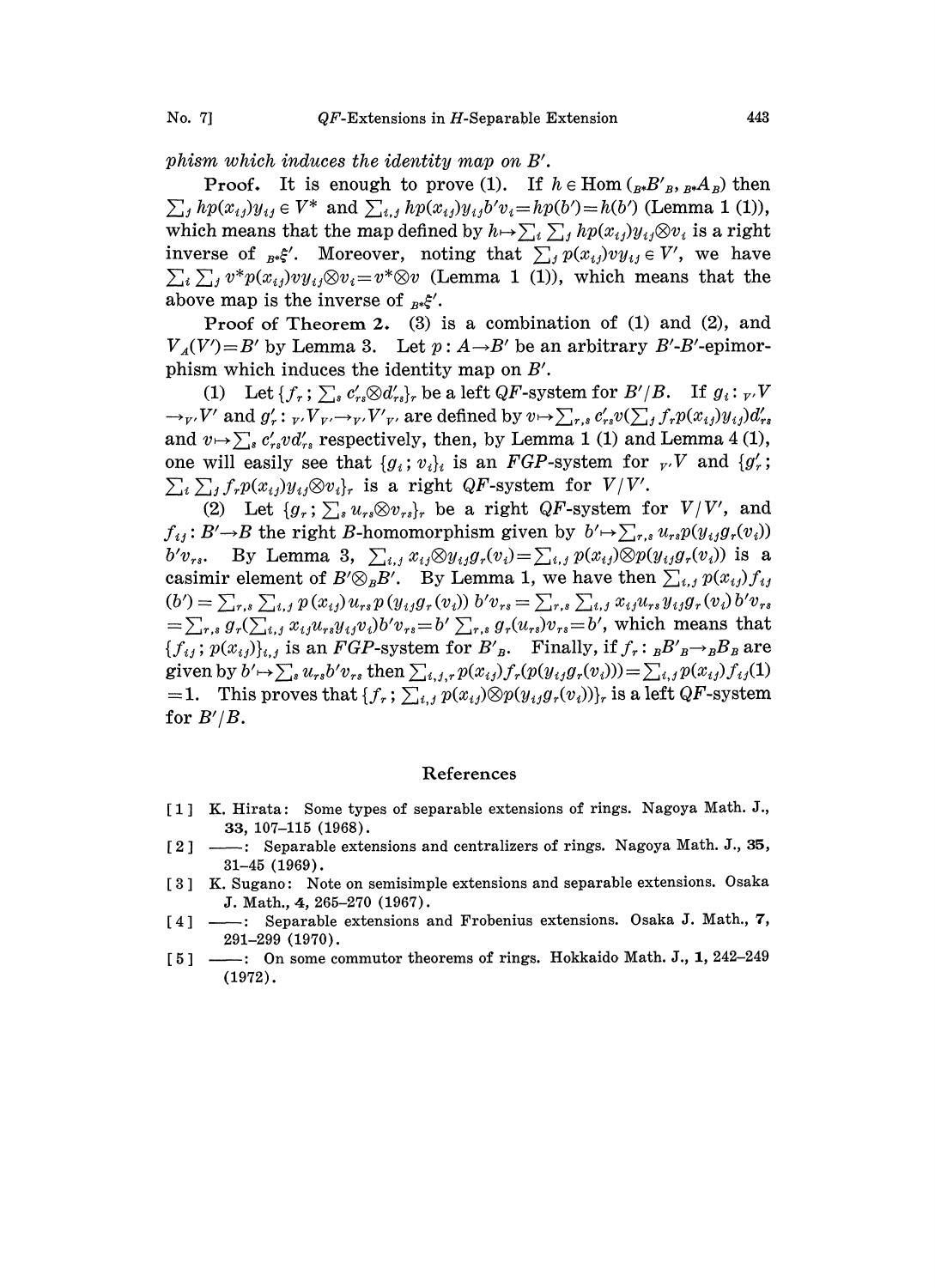*phism which induces the identity map on $B'$.*

**Proof.** It is enough to prove (1). If $h \in \mathrm{Hom}\,({}_{B*}B'_B, {}_{B*}A_B)$ then $\sum_j hp(x_{ij})y_{ij} \in V^*$ and $\sum_{i,j} hp(x_{ij})y_{ij}b'v_i = hp(b') = h(b')$ (Lemma 1 (1)), which means that the map defined by $h \mapsto \sum_i \sum_j hp(x_{ij})y_{ij} \otimes v_i$ is a right inverse of ${}_{B*}\xi'$. Moreover, noting that $\sum_j p(x_{ij})vy_{ij} \in V'$, we have $\sum_i \sum_j v^* p(x_{ij})vy_{ij} \otimes v_i = v^* \otimes v$ (Lemma 1 (1)), which means that the above map is the inverse of ${}_{B*}\xi'$.

**Proof of Theorem 2.** (3) is a combination of (1) and (2), and $V_A(V') = B'$ by Lemma 3. Let $p : A \to B'$ be an arbitrary $B'$-$B'$-epimorphism which induces the identity map on $B'$.

(1) Let $\{f_r\,;\, \sum_s c'_{rs} \otimes d'_{rs}\}_r$ be a left $QF$-system for $B'/B$. If $g_i : {}_{V'}V \to {}_{V'}V'$ and $g'_r : {}_{V'}V_{V'} \to {}_{V'}V'_{V'}$ are defined by $v \mapsto \sum_{r,s} c'_{rs} v(\sum_j f_r p(x_{ij})y_{ij})d'_{rs}$ and $v \mapsto \sum_s c'_{rs} v d'_{rs}$ respectively, then, by Lemma 1 (1) and Lemma 4 (1), one will easily see that $\{g_i\,;\, v_i\}_i$ is an $FGP$-system for ${}_{V'}V$ and $\{g'_r\,;\, \sum_i \sum_j f_r p(x_{ij})y_{ij} \otimes v_i\}_r$ is a right $QF$-system for $V/V'$.

(2) Let $\{g_r\,;\, \sum_s u_{rs} \otimes v_{rs}\}_r$ be a right $QF$-system for $V/V'$, and $f_{ij} : B' \to B$ the right $B$-homomorphism given by $b' \mapsto \sum_{r,s} u_{rs} p(y_{ij} g_r(v_i))b'v_{rs}$. By Lemma 3, $\sum_{i,j} x_{ij} \otimes y_{ij} g_r(v_i) = \sum_{i,j} p(x_{ij}) \otimes p(y_{ij} g_r(v_i))$ is a casimir element of $B' \otimes_B B'$. By Lemma 1, we have then $\sum_{i,j} p(x_{ij}) f_{ij}(b') = \sum_{r,s} \sum_{i,j} p(x_{ij}) u_{rs} p(y_{ij} g_r(v_i))\, b'v_{rs} = \sum_{r,s} \sum_{i,j} x_{ij} u_{rs} y_{ij} g_r(v_i) b'v_{rs} = \sum_{r,s} g_r(\sum_{i,j} x_{ij} u_{rs} y_{ij} v_i) b'v_{rs} = b' \sum_{r,s} g_r(u_{rs})v_{rs} = b'$, which means that $\{f_{ij}\,;\, p(x_{ij})\}_{i,j}$ is an $FGP$-system for $B'_B$. Finally, if $f_r : {}_B B'_B \to {}_B B_B$ are given by $b' \mapsto \sum_s u_{rs} b' v_{rs}$ then $\sum_{i,j,r} p(x_{ij}) f_r(p(y_{ij} g_r(v_i))) = \sum_{i,j} p(x_{ij}) f_{ij}(1) = 1$. This proves that $\{f_r\,;\, \sum_{i,j} p(x_{ij}) \otimes p(y_{ij} g_r(v_i))\}_r$ is a left $QF$-system for $B'/B$.

## References

[1] K. Hirata: Some types of separable extensions of rings. Nagoya Math. J., **33**, 107–115 (1968).

[2] ——: Separable extensions and centralizers of rings. Nagoya Math. J., **35**, 31–45 (1969).

[3] K. Sugano: Note on semisimple extensions and separable extensions. Osaka J. Math., **4**, 265–270 (1967).

[4] ——: Separable extensions and Frobenius extensions. Osaka J. Math., **7**, 291–299 (1970).

[5] ——: On some commutor theorems of rings. Hokkaido Math. J., **1**, 242–249 (1972).